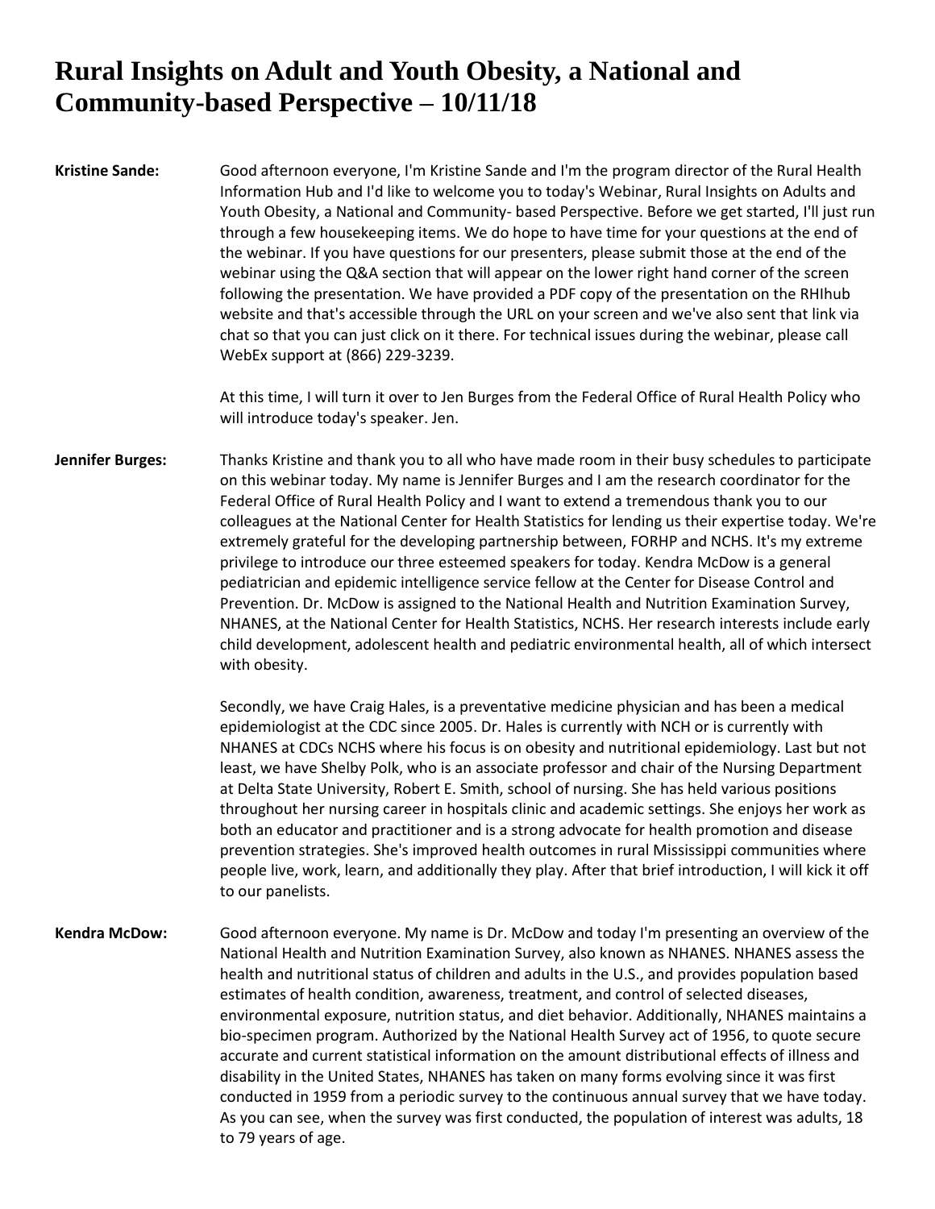# Rural Insights on Adult and Youth Obesity, a National and Community-based Perspective – 10/11/18

**Kristine Sande:** Good afternoon everyone, I'm Kristine Sande and I'm the program director of the Rural Health Information Hub and I'd like to welcome you to today's Webinar, Rural Insights on Adults and Youth Obesity, a National and Community- based Perspective. Before we get started, I'll just run through a few housekeeping items. We do hope to have time for your questions at the end of the webinar. If you have questions for our presenters, please submit those at the end of the webinar using the Q&A section that will appear on the lower right hand corner of the screen following the presentation. We have provided a PDF copy of the presentation on the RHIhub website and that's accessible through the URL on your screen and we've also sent that link via chat so that you can just click on it there. For technical issues during the webinar, please call WebEx support at (866) 229-3239.

At this time, I will turn it over to Jen Burges from the Federal Office of Rural Health Policy who will introduce today's speaker. Jen.

**Jennifer Burges:** Thanks Kristine and thank you to all who have made room in their busy schedules to participate on this webinar today. My name is Jennifer Burges and I am the research coordinator for the Federal Office of Rural Health Policy and I want to extend a tremendous thank you to our colleagues at the National Center for Health Statistics for lending us their expertise today. We're extremely grateful for the developing partnership between, FORHP and NCHS. It's my extreme privilege to introduce our three esteemed speakers for today. Kendra McDow is a general pediatrician and epidemic intelligence service fellow at the Center for Disease Control and Prevention. Dr. McDow is assigned to the National Health and Nutrition Examination Survey, NHANES, at the National Center for Health Statistics, NCHS. Her research interests include early child development, adolescent health and pediatric environmental health, all of which intersect with obesity.

Secondly, we have Craig Hales, is a preventative medicine physician and has been a medical epidemiologist at the CDC since 2005. Dr. Hales is currently with NCH or is currently with NHANES at CDCs NCHS where his focus is on obesity and nutritional epidemiology. Last but not least, we have Shelby Polk, who is an associate professor and chair of the Nursing Department at Delta State University, Robert E. Smith, school of nursing. She has held various positions throughout her nursing career in hospitals clinic and academic settings. She enjoys her work as both an educator and practitioner and is a strong advocate for health promotion and disease prevention strategies. She's improved health outcomes in rural Mississippi communities where people live, work, learn, and additionally they play. After that brief introduction, I will kick it off to our panelists.

**Kendra McDow:** Good afternoon everyone. My name is Dr. McDow and today I'm presenting an overview of the National Health and Nutrition Examination Survey, also known as NHANES. NHANES assess the health and nutritional status of children and adults in the U.S., and provides population based estimates of health condition, awareness, treatment, and control of selected diseases, environmental exposure, nutrition status, and diet behavior. Additionally, NHANES maintains a bio-specimen program. Authorized by the National Health Survey act of 1956, to quote secure accurate and current statistical information on the amount distributional effects of illness and disability in the United States, NHANES has taken on many forms evolving since it was first conducted in 1959 from a periodic survey to the continuous annual survey that we have today. As you can see, when the survey was first conducted, the population of interest was adults, 18 to 79 years of age.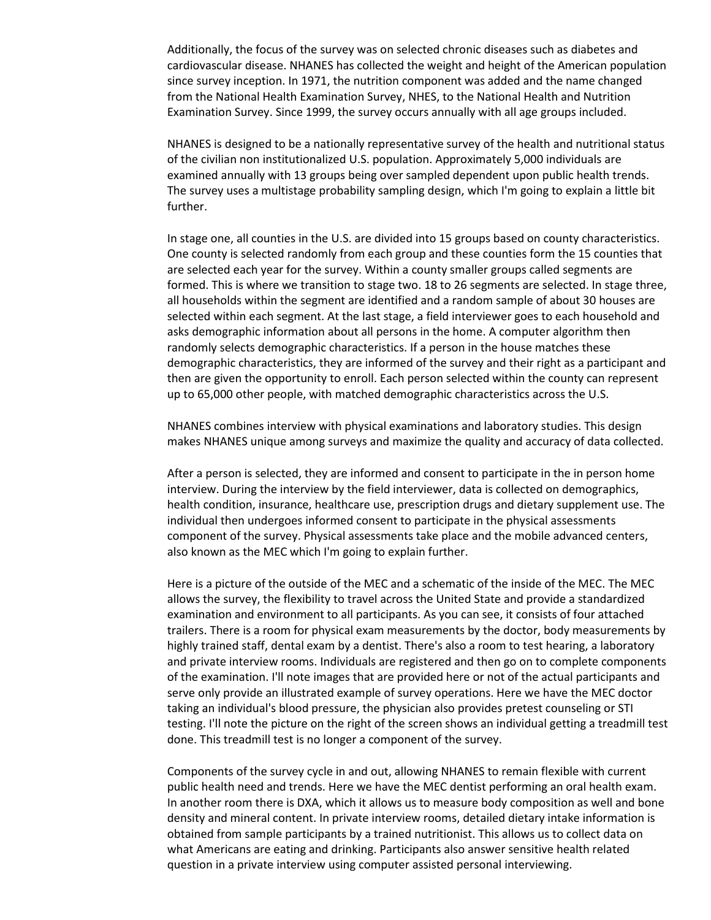Additionally, the focus of the survey was on selected chronic diseases such as diabetes and cardiovascular disease. NHANES has collected the weight and height of the American population since survey inception. In 1971, the nutrition component was added and the name changed from the National Health Examination Survey, NHES, to the National Health and Nutrition Examination Survey. Since 1999, the survey occurs annually with all age groups included.

NHANES is designed to be a nationally representative survey of the health and nutritional status of the civilian non institutionalized U.S. population. Approximately 5,000 individuals are examined annually with 13 groups being over sampled dependent upon public health trends. The survey uses a multistage probability sampling design, which I'm going to explain a little bit further.

In stage one, all counties in the U.S. are divided into 15 groups based on county characteristics. One county is selected randomly from each group and these counties form the 15 counties that are selected each year for the survey. Within a county smaller groups called segments are formed. This is where we transition to stage two. 18 to 26 segments are selected. In stage three, all households within the segment are identified and a random sample of about 30 houses are selected within each segment. At the last stage, a field interviewer goes to each household and asks demographic information about all persons in the home. A computer algorithm then randomly selects demographic characteristics. If a person in the house matches these demographic characteristics, they are informed of the survey and their right as a participant and then are given the opportunity to enroll. Each person selected within the county can represent up to 65,000 other people, with matched demographic characteristics across the U.S.

NHANES combines interview with physical examinations and laboratory studies. This design makes NHANES unique among surveys and maximize the quality and accuracy of data collected.

After a person is selected, they are informed and consent to participate in the in person home interview. During the interview by the field interviewer, data is collected on demographics, health condition, insurance, healthcare use, prescription drugs and dietary supplement use. The individual then undergoes informed consent to participate in the physical assessments component of the survey. Physical assessments take place and the mobile advanced centers, also known as the MEC which I'm going to explain further.

Here is a picture of the outside of the MEC and a schematic of the inside of the MEC. The MEC allows the survey, the flexibility to travel across the United State and provide a standardized examination and environment to all participants. As you can see, it consists of four attached trailers. There is a room for physical exam measurements by the doctor, body measurements by highly trained staff, dental exam by a dentist. There's also a room to test hearing, a laboratory and private interview rooms. Individuals are registered and then go on to complete components of the examination. I'll note images that are provided here or not of the actual participants and serve only provide an illustrated example of survey operations. Here we have the MEC doctor taking an individual's blood pressure, the physician also provides pretest counseling or STI testing. I'll note the picture on the right of the screen shows an individual getting a treadmill test done. This treadmill test is no longer a component of the survey.

Components of the survey cycle in and out, allowing NHANES to remain flexible with current public health need and trends. Here we have the MEC dentist performing an oral health exam. In another room there is DXA, which it allows us to measure body composition as well and bone density and mineral content. In private interview rooms, detailed dietary intake information is obtained from sample participants by a trained nutritionist. This allows us to collect data on what Americans are eating and drinking. Participants also answer sensitive health related question in a private interview using computer assisted personal interviewing.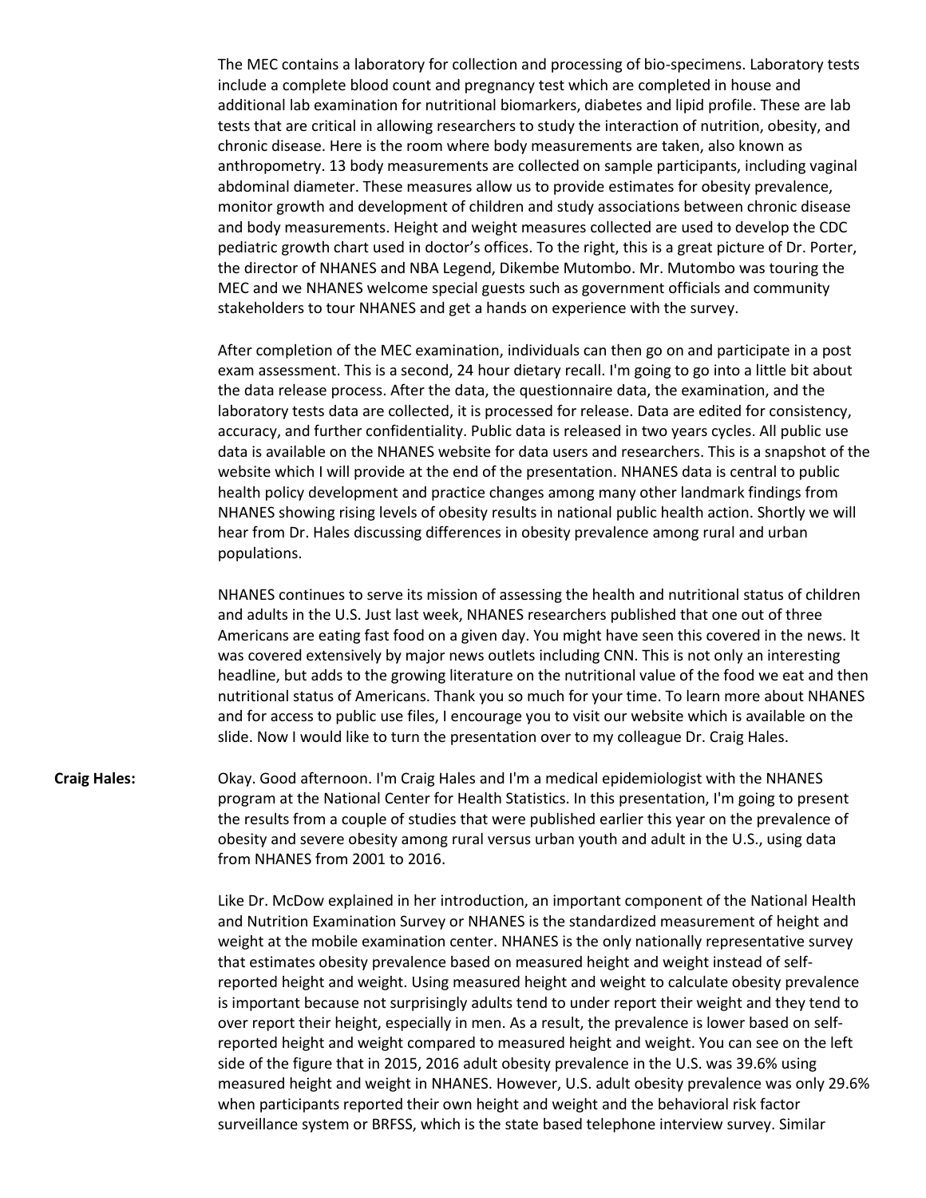The MEC contains a laboratory for collection and processing of bio-specimens. Laboratory tests include a complete blood count and pregnancy test which are completed in house and additional lab examination for nutritional biomarkers, diabetes and lipid profile. These are lab tests that are critical in allowing researchers to study the interaction of nutrition, obesity, and chronic disease. Here is the room where body measurements are taken, also known as anthropometry. 13 body measurements are collected on sample participants, including vaginal abdominal diameter. These measures allow us to provide estimates for obesity prevalence, monitor growth and development of children and study associations between chronic disease and body measurements. Height and weight measures collected are used to develop the CDC pediatric growth chart used in doctor's offices. To the right, this is a great picture of Dr. Porter, the director of NHANES and NBA Legend, Dikembe Mutombo. Mr. Mutombo was touring the MEC and we NHANES welcome special guests such as government officials and community stakeholders to tour NHANES and get a hands on experience with the survey.

After completion of the MEC examination, individuals can then go on and participate in a post exam assessment. This is a second, 24 hour dietary recall. I'm going to go into a little bit about the data release process. After the data, the questionnaire data, the examination, and the laboratory tests data are collected, it is processed for release. Data are edited for consistency, accuracy, and further confidentiality. Public data is released in two years cycles. All public use data is available on the NHANES website for data users and researchers. This is a snapshot of the website which I will provide at the end of the presentation. NHANES data is central to public health policy development and practice changes among many other landmark findings from NHANES showing rising levels of obesity results in national public health action. Shortly we will hear from Dr. Hales discussing differences in obesity prevalence among rural and urban populations.

NHANES continues to serve its mission of assessing the health and nutritional status of children and adults in the U.S. Just last week, NHANES researchers published that one out of three Americans are eating fast food on a given day. You might have seen this covered in the news. It was covered extensively by major news outlets including CNN. This is not only an interesting headline, but adds to the growing literature on the nutritional value of the food we eat and then nutritional status of Americans. Thank you so much for your time. To learn more about NHANES and for access to public use files, I encourage you to visit our website which is available on the slide. Now I would like to turn the presentation over to my colleague Dr. Craig Hales.

**Craig Hales:** Okay. Good afternoon. I'm Craig Hales and I'm a medical epidemiologist with the NHANES program at the National Center for Health Statistics. In this presentation, I'm going to present the results from a couple of studies that were published earlier this year on the prevalence of obesity and severe obesity among rural versus urban youth and adult in the U.S., using data from NHANES from 2001 to 2016.

Like Dr. McDow explained in her introduction, an important component of the National Health and Nutrition Examination Survey or NHANES is the standardized measurement of height and weight at the mobile examination center. NHANES is the only nationally representative survey that estimates obesity prevalence based on measured height and weight instead of self-reported height and weight. Using measured height and weight to calculate obesity prevalence is important because not surprisingly adults tend to under report their weight and they tend to over report their height, especially in men. As a result, the prevalence is lower based on self-reported height and weight compared to measured height and weight. You can see on the left side of the figure that in 2015, 2016 adult obesity prevalence in the U.S. was 39.6% using measured height and weight in NHANES. However, U.S. adult obesity prevalence was only 29.6% when participants reported their own height and weight and the behavioral risk factor surveillance system or BRFSS, which is the state based telephone interview survey. Similar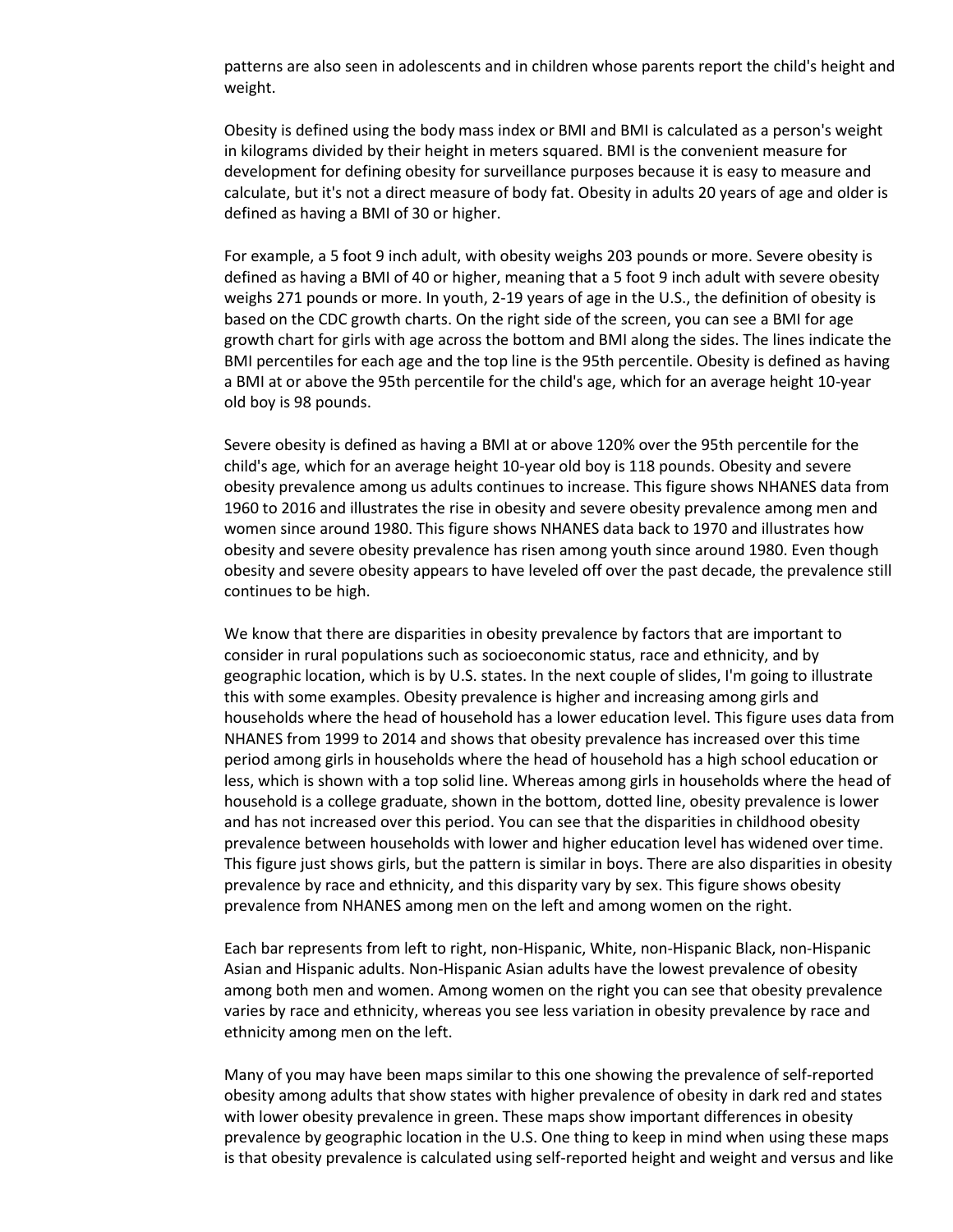patterns are also seen in adolescents and in children whose parents report the child's height and weight.

Obesity is defined using the body mass index or BMI and BMI is calculated as a person's weight in kilograms divided by their height in meters squared. BMI is the convenient measure for development for defining obesity for surveillance purposes because it is easy to measure and calculate, but it's not a direct measure of body fat. Obesity in adults 20 years of age and older is defined as having a BMI of 30 or higher.

For example, a 5 foot 9 inch adult, with obesity weighs 203 pounds or more. Severe obesity is defined as having a BMI of 40 or higher, meaning that a 5 foot 9 inch adult with severe obesity weighs 271 pounds or more. In youth, 2-19 years of age in the U.S., the definition of obesity is based on the CDC growth charts. On the right side of the screen, you can see a BMI for age growth chart for girls with age across the bottom and BMI along the sides. The lines indicate the BMI percentiles for each age and the top line is the 95th percentile. Obesity is defined as having a BMI at or above the 95th percentile for the child's age, which for an average height 10-year old boy is 98 pounds.

Severe obesity is defined as having a BMI at or above 120% over the 95th percentile for the child's age, which for an average height 10-year old boy is 118 pounds. Obesity and severe obesity prevalence among us adults continues to increase. This figure shows NHANES data from 1960 to 2016 and illustrates the rise in obesity and severe obesity prevalence among men and women since around 1980. This figure shows NHANES data back to 1970 and illustrates how obesity and severe obesity prevalence has risen among youth since around 1980. Even though obesity and severe obesity appears to have leveled off over the past decade, the prevalence still continues to be high.

We know that there are disparities in obesity prevalence by factors that are important to consider in rural populations such as socioeconomic status, race and ethnicity, and by geographic location, which is by U.S. states. In the next couple of slides, I'm going to illustrate this with some examples. Obesity prevalence is higher and increasing among girls and households where the head of household has a lower education level. This figure uses data from NHANES from 1999 to 2014 and shows that obesity prevalence has increased over this time period among girls in households where the head of household has a high school education or less, which is shown with a top solid line. Whereas among girls in households where the head of household is a college graduate, shown in the bottom, dotted line, obesity prevalence is lower and has not increased over this period. You can see that the disparities in childhood obesity prevalence between households with lower and higher education level has widened over time. This figure just shows girls, but the pattern is similar in boys. There are also disparities in obesity prevalence by race and ethnicity, and this disparity vary by sex. This figure shows obesity prevalence from NHANES among men on the left and among women on the right.

Each bar represents from left to right, non-Hispanic, White, non-Hispanic Black, non-Hispanic Asian and Hispanic adults. Non-Hispanic Asian adults have the lowest prevalence of obesity among both men and women. Among women on the right you can see that obesity prevalence varies by race and ethnicity, whereas you see less variation in obesity prevalence by race and ethnicity among men on the left.

Many of you may have been maps similar to this one showing the prevalence of self-reported obesity among adults that show states with higher prevalence of obesity in dark red and states with lower obesity prevalence in green. These maps show important differences in obesity prevalence by geographic location in the U.S. One thing to keep in mind when using these maps is that obesity prevalence is calculated using self-reported height and weight and versus and like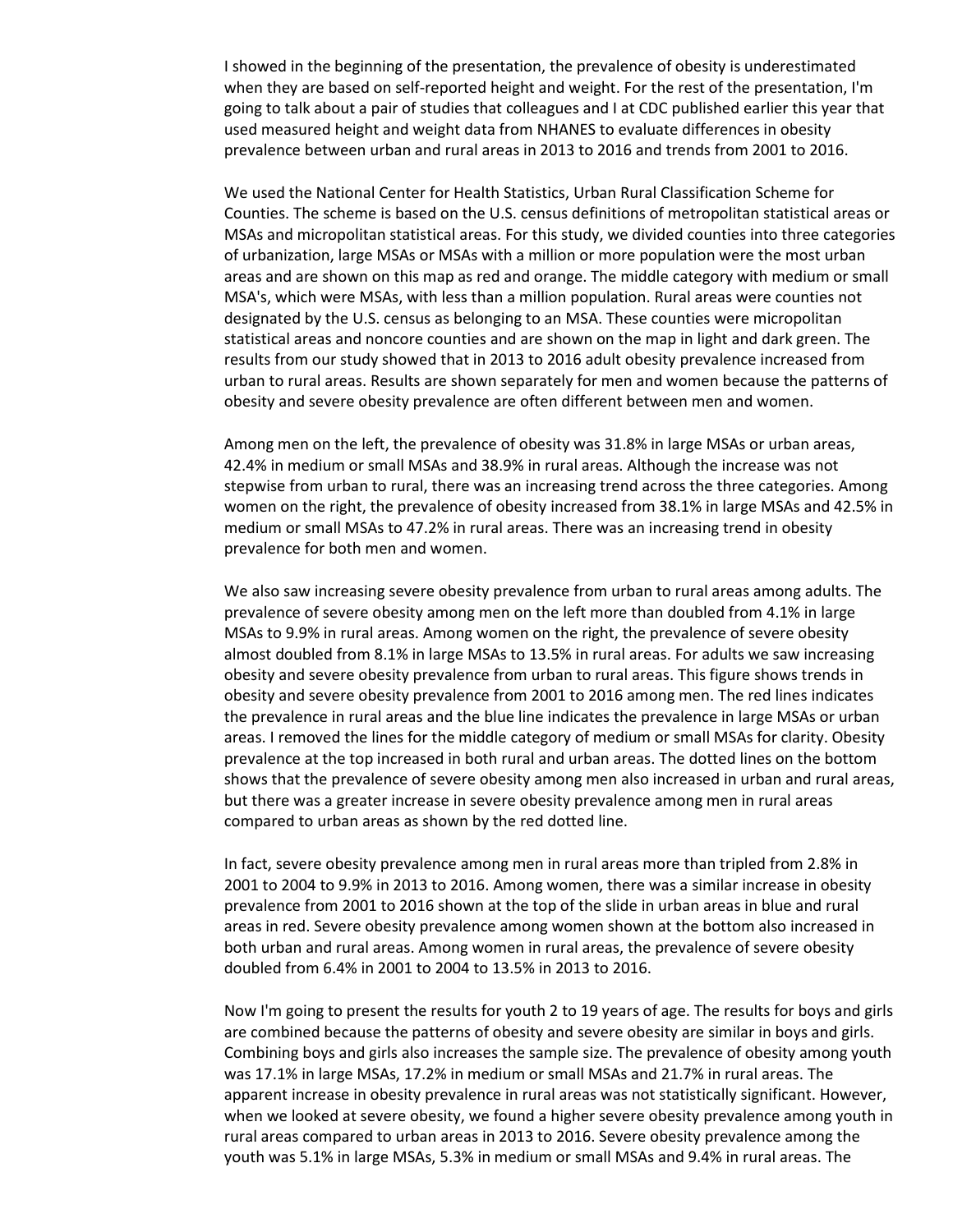I showed in the beginning of the presentation, the prevalence of obesity is underestimated when they are based on self-reported height and weight. For the rest of the presentation, I'm going to talk about a pair of studies that colleagues and I at CDC published earlier this year that used measured height and weight data from NHANES to evaluate differences in obesity prevalence between urban and rural areas in 2013 to 2016 and trends from 2001 to 2016.

We used the National Center for Health Statistics, Urban Rural Classification Scheme for Counties. The scheme is based on the U.S. census definitions of metropolitan statistical areas or MSAs and micropolitan statistical areas. For this study, we divided counties into three categories of urbanization, large MSAs or MSAs with a million or more population were the most urban areas and are shown on this map as red and orange. The middle category with medium or small MSA's, which were MSAs, with less than a million population. Rural areas were counties not designated by the U.S. census as belonging to an MSA. These counties were micropolitan statistical areas and noncore counties and are shown on the map in light and dark green. The results from our study showed that in 2013 to 2016 adult obesity prevalence increased from urban to rural areas. Results are shown separately for men and women because the patterns of obesity and severe obesity prevalence are often different between men and women.

Among men on the left, the prevalence of obesity was 31.8% in large MSAs or urban areas, 42.4% in medium or small MSAs and 38.9% in rural areas. Although the increase was not stepwise from urban to rural, there was an increasing trend across the three categories. Among women on the right, the prevalence of obesity increased from 38.1% in large MSAs and 42.5% in medium or small MSAs to 47.2% in rural areas. There was an increasing trend in obesity prevalence for both men and women.

We also saw increasing severe obesity prevalence from urban to rural areas among adults. The prevalence of severe obesity among men on the left more than doubled from 4.1% in large MSAs to 9.9% in rural areas. Among women on the right, the prevalence of severe obesity almost doubled from 8.1% in large MSAs to 13.5% in rural areas. For adults we saw increasing obesity and severe obesity prevalence from urban to rural areas. This figure shows trends in obesity and severe obesity prevalence from 2001 to 2016 among men. The red lines indicates the prevalence in rural areas and the blue line indicates the prevalence in large MSAs or urban areas. I removed the lines for the middle category of medium or small MSAs for clarity. Obesity prevalence at the top increased in both rural and urban areas. The dotted lines on the bottom shows that the prevalence of severe obesity among men also increased in urban and rural areas, but there was a greater increase in severe obesity prevalence among men in rural areas compared to urban areas as shown by the red dotted line.

In fact, severe obesity prevalence among men in rural areas more than tripled from 2.8% in 2001 to 2004 to 9.9% in 2013 to 2016. Among women, there was a similar increase in obesity prevalence from 2001 to 2016 shown at the top of the slide in urban areas in blue and rural areas in red. Severe obesity prevalence among women shown at the bottom also increased in both urban and rural areas. Among women in rural areas, the prevalence of severe obesity doubled from 6.4% in 2001 to 2004 to 13.5% in 2013 to 2016.

Now I'm going to present the results for youth 2 to 19 years of age. The results for boys and girls are combined because the patterns of obesity and severe obesity are similar in boys and girls. Combining boys and girls also increases the sample size. The prevalence of obesity among youth was 17.1% in large MSAs, 17.2% in medium or small MSAs and 21.7% in rural areas. The apparent increase in obesity prevalence in rural areas was not statistically significant. However, when we looked at severe obesity, we found a higher severe obesity prevalence among youth in rural areas compared to urban areas in 2013 to 2016. Severe obesity prevalence among the youth was 5.1% in large MSAs, 5.3% in medium or small MSAs and 9.4% in rural areas. The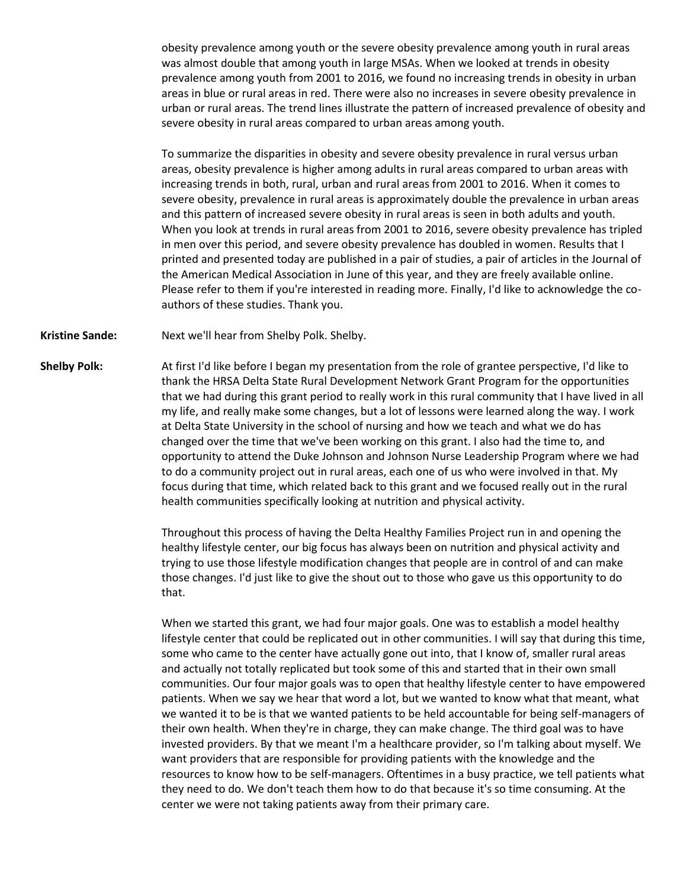obesity prevalence among youth or the severe obesity prevalence among youth in rural areas was almost double that among youth in large MSAs. When we looked at trends in obesity prevalence among youth from 2001 to 2016, we found no increasing trends in obesity in urban areas in blue or rural areas in red. There were also no increases in severe obesity prevalence in urban or rural areas. The trend lines illustrate the pattern of increased prevalence of obesity and severe obesity in rural areas compared to urban areas among youth.

To summarize the disparities in obesity and severe obesity prevalence in rural versus urban areas, obesity prevalence is higher among adults in rural areas compared to urban areas with increasing trends in both, rural, urban and rural areas from 2001 to 2016. When it comes to severe obesity, prevalence in rural areas is approximately double the prevalence in urban areas and this pattern of increased severe obesity in rural areas is seen in both adults and youth. When you look at trends in rural areas from 2001 to 2016, severe obesity prevalence has tripled in men over this period, and severe obesity prevalence has doubled in women. Results that I printed and presented today are published in a pair of studies, a pair of articles in the Journal of the American Medical Association in June of this year, and they are freely available online. Please refer to them if you're interested in reading more. Finally, I'd like to acknowledge the co-authors of these studies. Thank you.

**Kristine Sande:** Next we'll hear from Shelby Polk. Shelby.

**Shelby Polk:** At first I'd like before I began my presentation from the role of grantee perspective, I'd like to thank the HRSA Delta State Rural Development Network Grant Program for the opportunities that we had during this grant period to really work in this rural community that I have lived in all my life, and really make some changes, but a lot of lessons were learned along the way. I work at Delta State University in the school of nursing and how we teach and what we do has changed over the time that we've been working on this grant. I also had the time to, and opportunity to attend the Duke Johnson and Johnson Nurse Leadership Program where we had to do a community project out in rural areas, each one of us who were involved in that. My focus during that time, which related back to this grant and we focused really out in the rural health communities specifically looking at nutrition and physical activity.

Throughout this process of having the Delta Healthy Families Project run in and opening the healthy lifestyle center, our big focus has always been on nutrition and physical activity and trying to use those lifestyle modification changes that people are in control of and can make those changes. I'd just like to give the shout out to those who gave us this opportunity to do that.

When we started this grant, we had four major goals. One was to establish a model healthy lifestyle center that could be replicated out in other communities. I will say that during this time, some who came to the center have actually gone out into, that I know of, smaller rural areas and actually not totally replicated but took some of this and started that in their own small communities. Our four major goals was to open that healthy lifestyle center to have empowered patients. When we say we hear that word a lot, but we wanted to know what that meant, what we wanted it to be is that we wanted patients to be held accountable for being self-managers of their own health. When they're in charge, they can make change. The third goal was to have invested providers. By that we meant I'm a healthcare provider, so I'm talking about myself. We want providers that are responsible for providing patients with the knowledge and the resources to know how to be self-managers. Oftentimes in a busy practice, we tell patients what they need to do. We don't teach them how to do that because it's so time consuming. At the center we were not taking patients away from their primary care.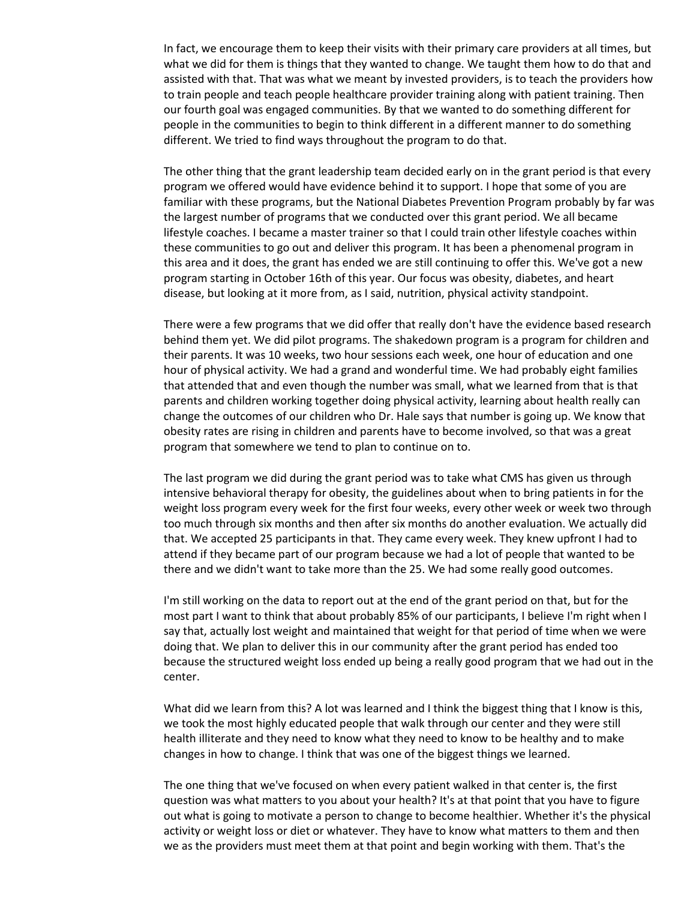In fact, we encourage them to keep their visits with their primary care providers at all times, but what we did for them is things that they wanted to change. We taught them how to do that and assisted with that. That was what we meant by invested providers, is to teach the providers how to train people and teach people healthcare provider training along with patient training. Then our fourth goal was engaged communities. By that we wanted to do something different for people in the communities to begin to think different in a different manner to do something different. We tried to find ways throughout the program to do that.

The other thing that the grant leadership team decided early on in the grant period is that every program we offered would have evidence behind it to support. I hope that some of you are familiar with these programs, but the National Diabetes Prevention Program probably by far was the largest number of programs that we conducted over this grant period. We all became lifestyle coaches. I became a master trainer so that I could train other lifestyle coaches within these communities to go out and deliver this program. It has been a phenomenal program in this area and it does, the grant has ended we are still continuing to offer this. We've got a new program starting in October 16th of this year. Our focus was obesity, diabetes, and heart disease, but looking at it more from, as I said, nutrition, physical activity standpoint.

There were a few programs that we did offer that really don't have the evidence based research behind them yet. We did pilot programs. The shakedown program is a program for children and their parents. It was 10 weeks, two hour sessions each week, one hour of education and one hour of physical activity. We had a grand and wonderful time. We had probably eight families that attended that and even though the number was small, what we learned from that is that parents and children working together doing physical activity, learning about health really can change the outcomes of our children who Dr. Hale says that number is going up. We know that obesity rates are rising in children and parents have to become involved, so that was a great program that somewhere we tend to plan to continue on to.

The last program we did during the grant period was to take what CMS has given us through intensive behavioral therapy for obesity, the guidelines about when to bring patients in for the weight loss program every week for the first four weeks, every other week or week two through too much through six months and then after six months do another evaluation. We actually did that. We accepted 25 participants in that. They came every week. They knew upfront I had to attend if they became part of our program because we had a lot of people that wanted to be there and we didn't want to take more than the 25. We had some really good outcomes.

I'm still working on the data to report out at the end of the grant period on that, but for the most part I want to think that about probably 85% of our participants, I believe I'm right when I say that, actually lost weight and maintained that weight for that period of time when we were doing that. We plan to deliver this in our community after the grant period has ended too because the structured weight loss ended up being a really good program that we had out in the center.

What did we learn from this? A lot was learned and I think the biggest thing that I know is this, we took the most highly educated people that walk through our center and they were still health illiterate and they need to know what they need to know to be healthy and to make changes in how to change. I think that was one of the biggest things we learned.

The one thing that we've focused on when every patient walked in that center is, the first question was what matters to you about your health? It's at that point that you have to figure out what is going to motivate a person to change to become healthier. Whether it's the physical activity or weight loss or diet or whatever. They have to know what matters to them and then we as the providers must meet them at that point and begin working with them. That's the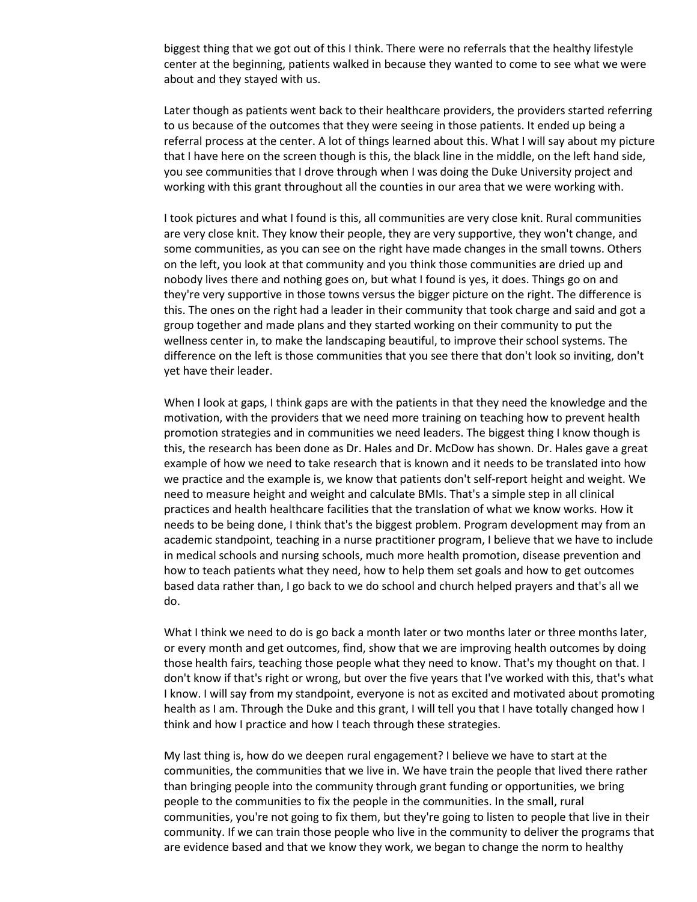biggest thing that we got out of this I think. There were no referrals that the healthy lifestyle center at the beginning, patients walked in because they wanted to come to see what we were about and they stayed with us.

Later though as patients went back to their healthcare providers, the providers started referring to us because of the outcomes that they were seeing in those patients. It ended up being a referral process at the center. A lot of things learned about this. What I will say about my picture that I have here on the screen though is this, the black line in the middle, on the left hand side, you see communities that I drove through when I was doing the Duke University project and working with this grant throughout all the counties in our area that we were working with.

I took pictures and what I found is this, all communities are very close knit. Rural communities are very close knit. They know their people, they are very supportive, they won't change, and some communities, as you can see on the right have made changes in the small towns. Others on the left, you look at that community and you think those communities are dried up and nobody lives there and nothing goes on, but what I found is yes, it does. Things go on and they're very supportive in those towns versus the bigger picture on the right. The difference is this. The ones on the right had a leader in their community that took charge and said and got a group together and made plans and they started working on their community to put the wellness center in, to make the landscaping beautiful, to improve their school systems. The difference on the left is those communities that you see there that don't look so inviting, don't yet have their leader.

When I look at gaps, I think gaps are with the patients in that they need the knowledge and the motivation, with the providers that we need more training on teaching how to prevent health promotion strategies and in communities we need leaders. The biggest thing I know though is this, the research has been done as Dr. Hales and Dr. McDow has shown. Dr. Hales gave a great example of how we need to take research that is known and it needs to be translated into how we practice and the example is, we know that patients don't self-report height and weight. We need to measure height and weight and calculate BMIs. That's a simple step in all clinical practices and health healthcare facilities that the translation of what we know works. How it needs to be being done, I think that's the biggest problem. Program development may from an academic standpoint, teaching in a nurse practitioner program, I believe that we have to include in medical schools and nursing schools, much more health promotion, disease prevention and how to teach patients what they need, how to help them set goals and how to get outcomes based data rather than, I go back to we do school and church helped prayers and that's all we do.

What I think we need to do is go back a month later or two months later or three months later, or every month and get outcomes, find, show that we are improving health outcomes by doing those health fairs, teaching those people what they need to know. That's my thought on that. I don't know if that's right or wrong, but over the five years that I've worked with this, that's what I know. I will say from my standpoint, everyone is not as excited and motivated about promoting health as I am. Through the Duke and this grant, I will tell you that I have totally changed how I think and how I practice and how I teach through these strategies.

My last thing is, how do we deepen rural engagement? I believe we have to start at the communities, the communities that we live in. We have train the people that lived there rather than bringing people into the community through grant funding or opportunities, we bring people to the communities to fix the people in the communities. In the small, rural communities, you're not going to fix them, but they're going to listen to people that live in their community. If we can train those people who live in the community to deliver the programs that are evidence based and that we know they work, we began to change the norm to healthy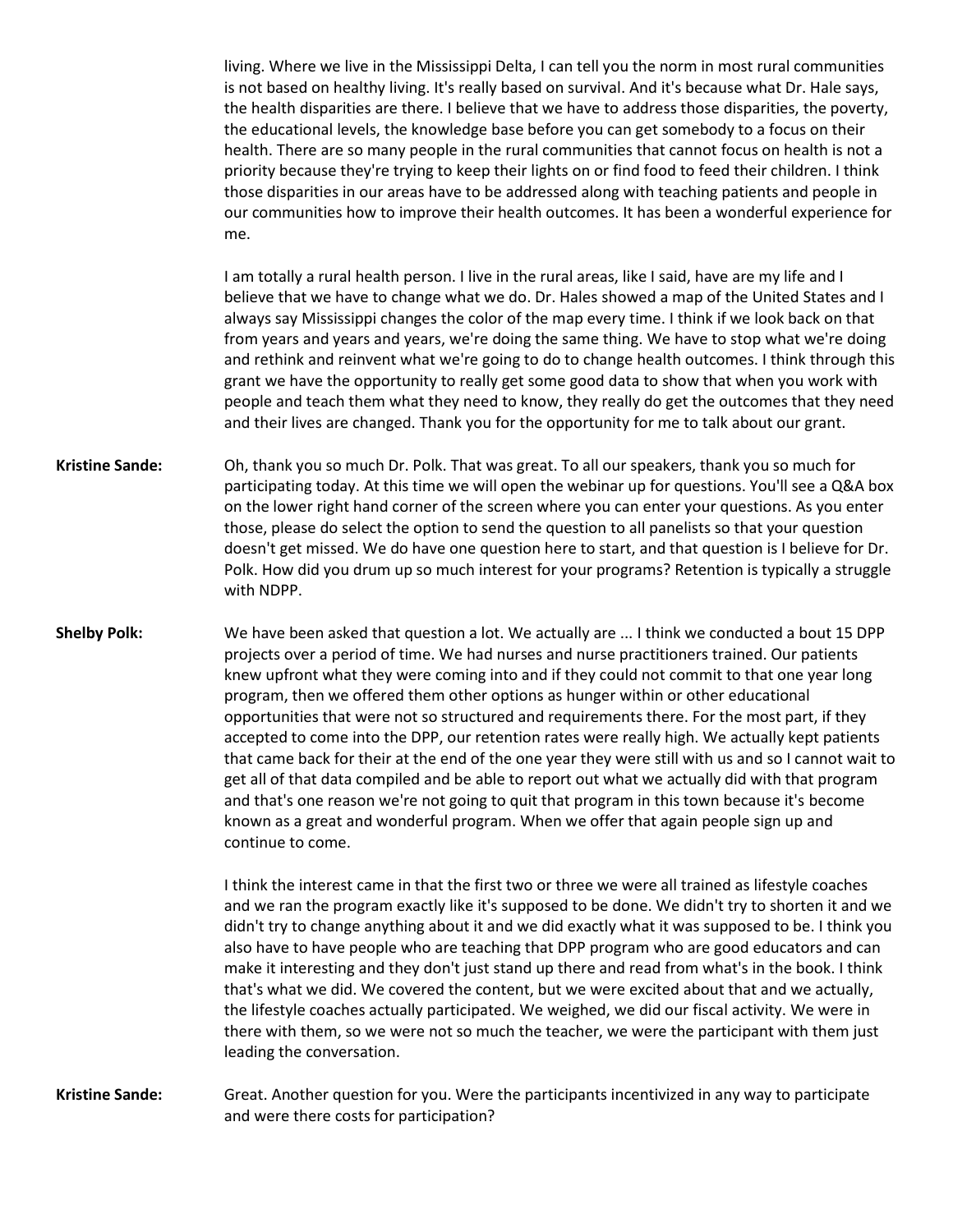living. Where we live in the Mississippi Delta, I can tell you the norm in most rural communities is not based on healthy living. It's really based on survival. And it's because what Dr. Hale says, the health disparities are there. I believe that we have to address those disparities, the poverty, the educational levels, the knowledge base before you can get somebody to a focus on their health. There are so many people in the rural communities that cannot focus on health is not a priority because they're trying to keep their lights on or find food to feed their children. I think those disparities in our areas have to be addressed along with teaching patients and people in our communities how to improve their health outcomes. It has been a wonderful experience for me.

I am totally a rural health person. I live in the rural areas, like I said, have are my life and I believe that we have to change what we do. Dr. Hales showed a map of the United States and I always say Mississippi changes the color of the map every time. I think if we look back on that from years and years and years, we're doing the same thing. We have to stop what we're doing and rethink and reinvent what we're going to do to change health outcomes. I think through this grant we have the opportunity to really get some good data to show that when you work with people and teach them what they need to know, they really do get the outcomes that they need and their lives are changed. Thank you for the opportunity for me to talk about our grant.

**Kristine Sande:** Oh, thank you so much Dr. Polk. That was great. To all our speakers, thank you so much for participating today. At this time we will open the webinar up for questions. You'll see a Q&A box on the lower right hand corner of the screen where you can enter your questions. As you enter those, please do select the option to send the question to all panelists so that your question doesn't get missed. We do have one question here to start, and that question is I believe for Dr. Polk. How did you drum up so much interest for your programs? Retention is typically a struggle with NDPP.

**Shelby Polk:** We have been asked that question a lot. We actually are ... I think we conducted a bout 15 DPP projects over a period of time. We had nurses and nurse practitioners trained. Our patients knew upfront what they were coming into and if they could not commit to that one year long program, then we offered them other options as hunger within or other educational opportunities that were not so structured and requirements there. For the most part, if they accepted to come into the DPP, our retention rates were really high. We actually kept patients that came back for their at the end of the one year they were still with us and so I cannot wait to get all of that data compiled and be able to report out what we actually did with that program and that's one reason we're not going to quit that program in this town because it's become known as a great and wonderful program. When we offer that again people sign up and continue to come.

I think the interest came in that the first two or three we were all trained as lifestyle coaches and we ran the program exactly like it's supposed to be done. We didn't try to shorten it and we didn't try to change anything about it and we did exactly what it was supposed to be. I think you also have to have people who are teaching that DPP program who are good educators and can make it interesting and they don't just stand up there and read from what's in the book. I think that's what we did. We covered the content, but we were excited about that and we actually, the lifestyle coaches actually participated. We weighed, we did our fiscal activity. We were in there with them, so we were not so much the teacher, we were the participant with them just leading the conversation.

**Kristine Sande:** Great. Another question for you. Were the participants incentivized in any way to participate and were there costs for participation?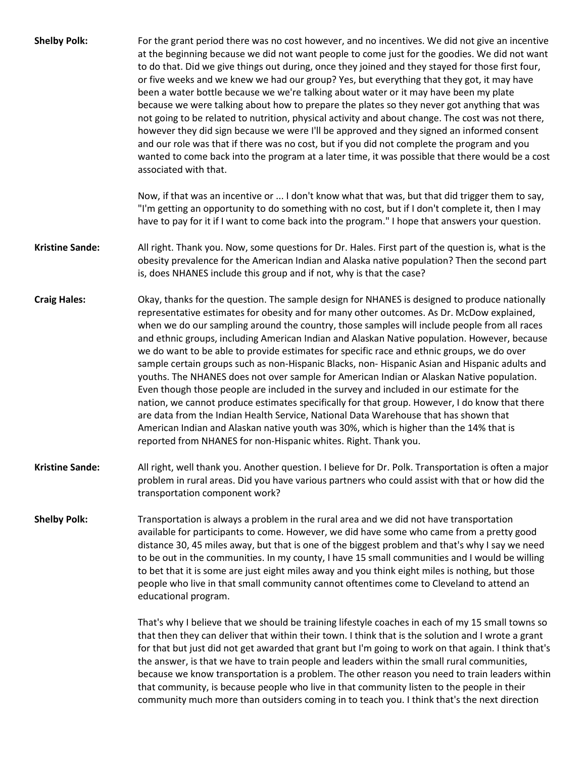**Shelby Polk:** For the grant period there was no cost however, and no incentives. We did not give an incentive at the beginning because we did not want people to come just for the goodies. We did not want to do that. Did we give things out during, once they joined and they stayed for those first four, or five weeks and we knew we had our group? Yes, but everything that they got, it may have been a water bottle because we we're talking about water or it may have been my plate because we were talking about how to prepare the plates so they never got anything that was not going to be related to nutrition, physical activity and about change. The cost was not there, however they did sign because we were I'll be approved and they signed an informed consent and our role was that if there was no cost, but if you did not complete the program and you wanted to come back into the program at a later time, it was possible that there would be a cost associated with that.

Now, if that was an incentive or ... I don't know what that was, but that did trigger them to say, "I'm getting an opportunity to do something with no cost, but if I don't complete it, then I may have to pay for it if I want to come back into the program." I hope that answers your question.

**Kristine Sande:** All right. Thank you. Now, some questions for Dr. Hales. First part of the question is, what is the obesity prevalence for the American Indian and Alaska native population? Then the second part is, does NHANES include this group and if not, why is that the case?

**Craig Hales:** Okay, thanks for the question. The sample design for NHANES is designed to produce nationally representative estimates for obesity and for many other outcomes. As Dr. McDow explained, when we do our sampling around the country, those samples will include people from all races and ethnic groups, including American Indian and Alaskan Native population. However, because we do want to be able to provide estimates for specific race and ethnic groups, we do over sample certain groups such as non-Hispanic Blacks, non- Hispanic Asian and Hispanic adults and youths. The NHANES does not over sample for American Indian or Alaskan Native population. Even though those people are included in the survey and included in our estimate for the nation, we cannot produce estimates specifically for that group. However, I do know that there are data from the Indian Health Service, National Data Warehouse that has shown that American Indian and Alaskan native youth was 30%, which is higher than the 14% that is reported from NHANES for non-Hispanic whites. Right. Thank you.

**Kristine Sande:** All right, well thank you. Another question. I believe for Dr. Polk. Transportation is often a major problem in rural areas. Did you have various partners who could assist with that or how did the transportation component work?

**Shelby Polk:** Transportation is always a problem in the rural area and we did not have transportation available for participants to come. However, we did have some who came from a pretty good distance 30, 45 miles away, but that is one of the biggest problem and that's why I say we need to be out in the communities. In my county, I have 15 small communities and I would be willing to bet that it is some are just eight miles away and you think eight miles is nothing, but those people who live in that small community cannot oftentimes come to Cleveland to attend an educational program.

That's why I believe that we should be training lifestyle coaches in each of my 15 small towns so that then they can deliver that within their town. I think that is the solution and I wrote a grant for that but just did not get awarded that grant but I'm going to work on that again. I think that's the answer, is that we have to train people and leaders within the small rural communities, because we know transportation is a problem. The other reason you need to train leaders within that community, is because people who live in that community listen to the people in their community much more than outsiders coming in to teach you. I think that's the next direction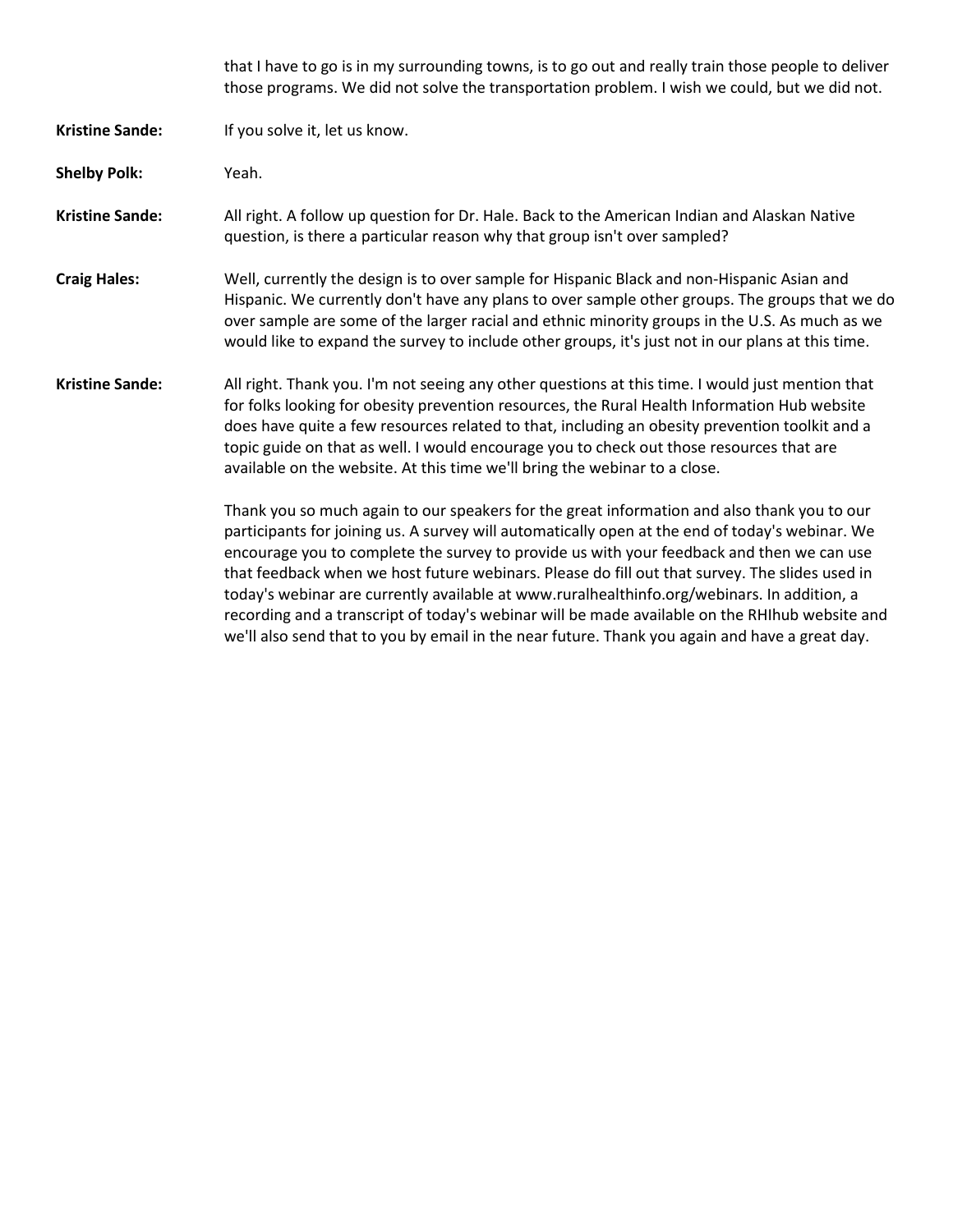that I have to go is in my surrounding towns, is to go out and really train those people to deliver those programs. We did not solve the transportation problem. I wish we could, but we did not.

**Kristine Sande:** If you solve it, let us know.

**Shelby Polk:** Yeah.

**Kristine Sande:** All right. A follow up question for Dr. Hale. Back to the American Indian and Alaskan Native question, is there a particular reason why that group isn't over sampled?

**Craig Hales:** Well, currently the design is to over sample for Hispanic Black and non-Hispanic Asian and Hispanic. We currently don't have any plans to over sample other groups. The groups that we do over sample are some of the larger racial and ethnic minority groups in the U.S. As much as we would like to expand the survey to include other groups, it's just not in our plans at this time.

**Kristine Sande:** All right. Thank you. I'm not seeing any other questions at this time. I would just mention that for folks looking for obesity prevention resources, the Rural Health Information Hub website does have quite a few resources related to that, including an obesity prevention toolkit and a topic guide on that as well. I would encourage you to check out those resources that are available on the website. At this time we'll bring the webinar to a close.

Thank you so much again to our speakers for the great information and also thank you to our participants for joining us. A survey will automatically open at the end of today's webinar. We encourage you to complete the survey to provide us with your feedback and then we can use that feedback when we host future webinars. Please do fill out that survey. The slides used in today's webinar are currently available at www.ruralhealthinfo.org/webinars. In addition, a recording and a transcript of today's webinar will be made available on the RHIhub website and we'll also send that to you by email in the near future. Thank you again and have a great day.